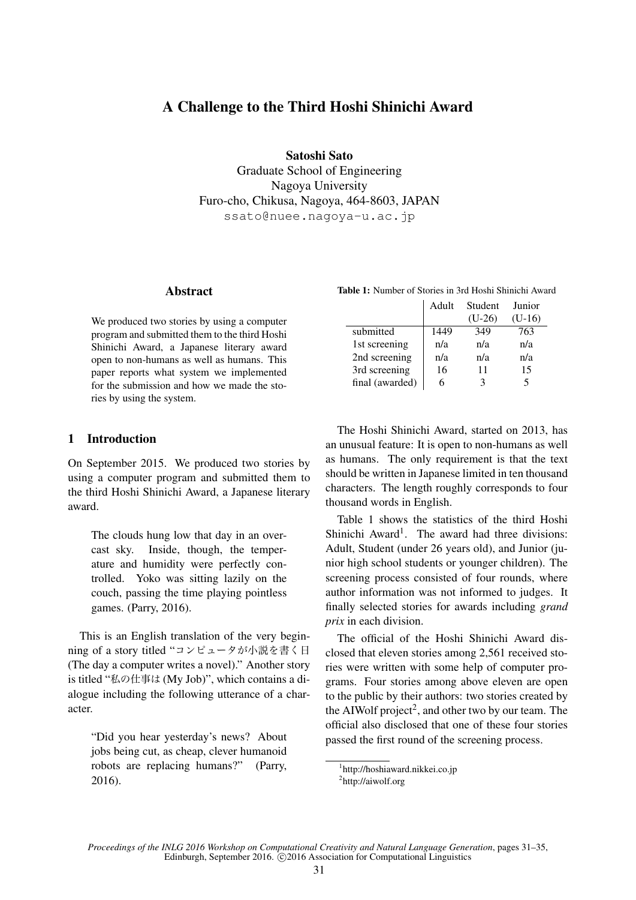# A Challenge to the Third Hoshi Shinichi Award

**Satoshi Sato**
Graduate School of Engineering
Nagoya University
Furo-cho, Chikusa, Nagoya, 464-8603, JAPAN
ssato@nuee.nagoya-u.ac.jp

## Abstract

We produced two stories by using a computer program and submitted them to the third Hoshi Shinichi Award, a Japanese literary award open to non-humans as well as humans. This paper reports what system we implemented for the submission and how we made the stories by using the system.

## 1 Introduction

On September 2015. We produced two stories by using a computer program and submitted them to the third Hoshi Shinichi Award, a Japanese literary award.

> The clouds hung low that day in an overcast sky. Inside, though, the temperature and humidity were perfectly controlled. Yoko was sitting lazily on the couch, passing the time playing pointless games. (Parry, 2016).

This is an English translation of the very beginning of a story titled "コンピュータが小説を書く日 (The day a computer writes a novel)." Another story is titled "私の仕事は (My Job)", which contains a dialogue including the following utterance of a character.

> "Did you hear yesterday's news? About jobs being cut, as cheap, clever humanoid robots are replacing humans?" (Parry, 2016).

**Table 1:** Number of Stories in 3rd Hoshi Shinichi Award

| | Adult | Student (U-26) | Junior (U-16) |
|---|---|---|---|
| submitted | 1449 | 349 | 763 |
| 1st screening | n/a | n/a | n/a |
| 2nd screening | n/a | n/a | n/a |
| 3rd screening | 16 | 11 | 15 |
| final (awarded) | 6 | 3 | 5 |

The Hoshi Shinichi Award, started on 2013, has an unusual feature: It is open to non-humans as well as humans. The only requirement is that the text should be written in Japanese limited in ten thousand characters. The length roughly corresponds to four thousand words in English.

Table 1 shows the statistics of the third Hoshi Shinichi Award[1]. The award had three divisions: Adult, Student (under 26 years old), and Junior (junior high school students or younger children). The screening process consisted of four rounds, where author information was not informed to judges. It finally selected stories for awards including *grand prix* in each division.

The official of the Hoshi Shinichi Award disclosed that eleven stories among 2,561 received stories were written with some help of computer programs. Four stories among above eleven are open to the public by their authors: two stories created by the AIWolf project[2], and other two by our team. The official also disclosed that one of these four stories passed the first round of the screening process.

[1] http://hoshiaward.nikkei.co.jp

[2] http://aiwolf.org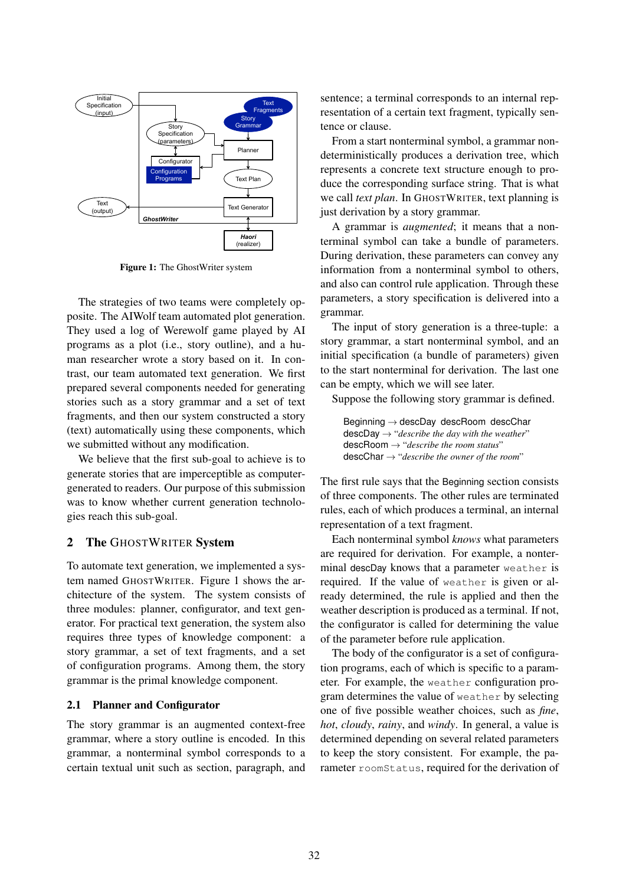Figure 1: The GhostWriter system

The strategies of two teams were completely opposite. The AIWolf team automated plot generation. They used a log of Werewolf game played by AI programs as a plot (i.e., story outline), and a human researcher wrote a story based on it. In contrast, our team automated text generation. We first prepared several components needed for generating stories such as a story grammar and a set of text fragments, and then our system constructed a story (text) automatically using these components, which we submitted without any modification.

We believe that the first sub-goal to achieve is to generate stories that are imperceptible as computer-generated to readers. Our purpose of this submission was to know whether current generation technologies reach this sub-goal.

## 2 The GhostWriter System

To automate text generation, we implemented a system named GhostWriter. Figure 1 shows the architecture of the system. The system consists of three modules: planner, configurator, and text generator. For practical text generation, the system also requires three types of knowledge component: a story grammar, a set of text fragments, and a set of configuration programs. Among them, the story grammar is the primal knowledge component.

### 2.1 Planner and Configurator

The story grammar is an augmented context-free grammar, where a story outline is encoded. In this grammar, a nonterminal symbol corresponds to a certain textual unit such as section, paragraph, and sentence; a terminal corresponds to an internal representation of a certain text fragment, typically sentence or clause.

From a start nonterminal symbol, a grammar nondeterministically produces a derivation tree, which represents a concrete text structure enough to produce the corresponding surface string. That is what we call *text plan*. In GhostWriter, text planning is just derivation by a story grammar.

A grammar is *augmented*; it means that a nonterminal symbol can take a bundle of parameters. During derivation, these parameters can convey any information from a nonterminal symbol to others, and also can control rule application. Through these parameters, a story specification is delivered into a grammar.

The input of story generation is a three-tuple: a story grammar, a start nonterminal symbol, and an initial specification (a bundle of parameters) given to the start nonterminal for derivation. The last one can be empty, which we will see later.

Suppose the following story grammar is defined.

> Beginning → descDay descRoom descChar
> descDay → "*describe the day with the weather*"
> descRoom → "*describe the room status*"
> descChar → "*describe the owner of the room*"

The first rule says that the Beginning section consists of three components. The other rules are terminated rules, each of which produces a terminal, an internal representation of a text fragment.

Each nonterminal symbol *knows* what parameters are required for derivation. For example, a nonterminal descDay knows that a parameter `weather` is required. If the value of `weather` is given or already determined, the rule is applied and then the weather description is produced as a terminal. If not, the configurator is called for determining the value of the parameter before rule application.

The body of the configurator is a set of configuration programs, each of which is specific to a parameter. For example, the `weather` configuration program determines the value of `weather` by selecting one of five possible weather choices, such as *fine*, *hot*, *cloudy*, *rainy*, and *windy*. In general, a value is determined depending on several related parameters to keep the story consistent. For example, the parameter `roomStatus`, required for the derivation of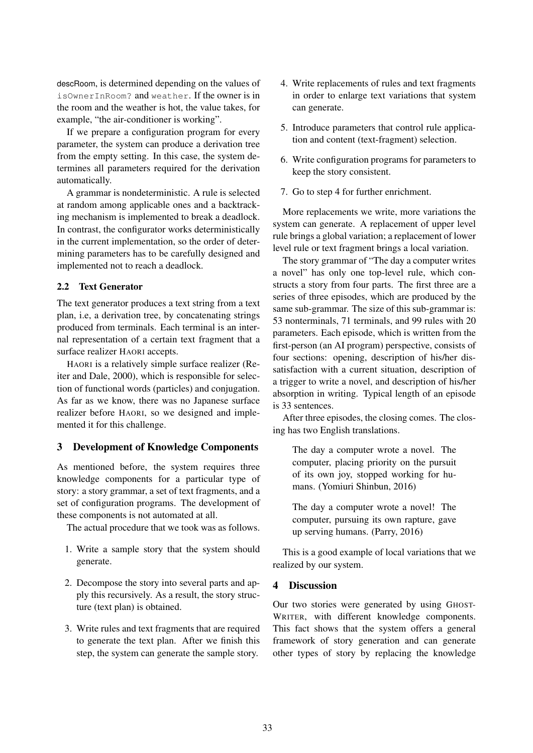descRoom, is determined depending on the values of `isOwnerInRoom?` and `weather`. If the owner is in the room and the weather is hot, the value takes, for example, "the air-conditioner is working".

If we prepare a configuration program for every parameter, the system can produce a derivation tree from the empty setting. In this case, the system determines all parameters required for the derivation automatically.

A grammar is nondeterministic. A rule is selected at random among applicable ones and a backtracking mechanism is implemented to break a deadlock. In contrast, the configurator works deterministically in the current implementation, so the order of determining parameters has to be carefully designed and implemented not to reach a deadlock.

### 2.2 Text Generator

The text generator produces a text string from a text plan, i.e, a derivation tree, by concatenating strings produced from terminals. Each terminal is an internal representation of a certain text fragment that a surface realizer HAORI accepts.

HAORI is a relatively simple surface realizer (Reiter and Dale, 2000), which is responsible for selection of functional words (particles) and conjugation. As far as we know, there was no Japanese surface realizer before HAORI, so we designed and implemented it for this challenge.

## 3 Development of Knowledge Components

As mentioned before, the system requires three knowledge components for a particular type of story: a story grammar, a set of text fragments, and a set of configuration programs. The development of these components is not automated at all.

The actual procedure that we took was as follows.

1. Write a sample story that the system should generate.
2. Decompose the story into several parts and apply this recursively. As a result, the story structure (text plan) is obtained.
3. Write rules and text fragments that are required to generate the text plan. After we finish this step, the system can generate the sample story.
4. Write replacements of rules and text fragments in order to enlarge text variations that system can generate.
5. Introduce parameters that control rule application and content (text-fragment) selection.
6. Write configuration programs for parameters to keep the story consistent.
7. Go to step 4 for further enrichment.

More replacements we write, more variations the system can generate. A replacement of upper level rule brings a global variation; a replacement of lower level rule or text fragment brings a local variation.

The story grammar of "The day a computer writes a novel" has only one top-level rule, which constructs a story from four parts. The first three are a series of three episodes, which are produced by the same sub-grammar. The size of this sub-grammar is: 53 nonterminals, 71 terminals, and 99 rules with 20 parameters. Each episode, which is written from the first-person (an AI program) perspective, consists of four sections: opening, description of his/her dissatisfaction with a current situation, description of a trigger to write a novel, and description of his/her absorption in writing. Typical length of an episode is 33 sentences.

After three episodes, the closing comes. The closing has two English translations.

> The day a computer wrote a novel. The computer, placing priority on the pursuit of its own joy, stopped working for humans. (Yomiuri Shinbun, 2016)

> The day a computer wrote a novel! The computer, pursuing its own rapture, gave up serving humans. (Parry, 2016)

This is a good example of local variations that we realized by our system.

## 4 Discussion

Our two stories were generated by using GHOST-WRITER, with different knowledge components. This fact shows that the system offers a general framework of story generation and can generate other types of story by replacing the knowledge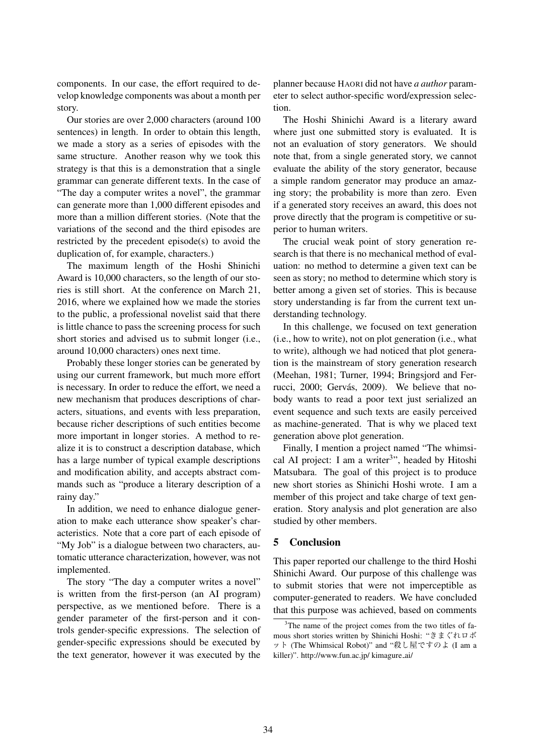components. In our case, the effort required to develop knowledge components was about a month per story.

Our stories are over 2,000 characters (around 100 sentences) in length. In order to obtain this length, we made a story as a series of episodes with the same structure. Another reason why we took this strategy is that this is a demonstration that a single grammar can generate different texts. In the case of "The day a computer writes a novel", the grammar can generate more than 1,000 different episodes and more than a million different stories. (Note that the variations of the second and the third episodes are restricted by the precedent episode(s) to avoid the duplication of, for example, characters.)

The maximum length of the Hoshi Shinichi Award is 10,000 characters, so the length of our stories is still short. At the conference on March 21, 2016, where we explained how we made the stories to the public, a professional novelist said that there is little chance to pass the screening process for such short stories and advised us to submit longer (i.e., around 10,000 characters) ones next time.

Probably these longer stories can be generated by using our current framework, but much more effort is necessary. In order to reduce the effort, we need a new mechanism that produces descriptions of characters, situations, and events with less preparation, because richer descriptions of such entities become more important in longer stories. A method to realize it is to construct a description database, which has a large number of typical example descriptions and modification ability, and accepts abstract commands such as "produce a literary description of a rainy day."

In addition, we need to enhance dialogue generation to make each utterance show speaker's characteristics. Note that a core part of each episode of "My Job" is a dialogue between two characters, automatic utterance characterization, however, was not implemented.

The story "The day a computer writes a novel" is written from the first-person (an AI program) perspective, as we mentioned before. There is a gender parameter of the first-person and it controls gender-specific expressions. The selection of gender-specific expressions should be executed by the text generator, however it was executed by the planner because HAORI did not have *a author* parameter to select author-specific word/expression selection.

The Hoshi Shinichi Award is a literary award where just one submitted story is evaluated. It is not an evaluation of story generators. We should note that, from a single generated story, we cannot evaluate the ability of the story generator, because a simple random generator may produce an amazing story; the probability is more than zero. Even if a generated story receives an award, this does not prove directly that the program is competitive or superior to human writers.

The crucial weak point of story generation research is that there is no mechanical method of evaluation: no method to determine a given text can be seen as story; no method to determine which story is better among a given set of stories. This is because story understanding is far from the current text understanding technology.

In this challenge, we focused on text generation (i.e., how to write), not on plot generation (i.e., what to write), although we had noticed that plot generation is the mainstream of story generation research (Meehan, 1981; Turner, 1994; Bringsjord and Ferrucci, 2000; Gervás, 2009). We believe that nobody wants to read a poor text just serialized an event sequence and such texts are easily perceived as machine-generated. That is why we placed text generation above plot generation.

Finally, I mention a project named "The whimsical AI project: I am a writer[3]", headed by Hitoshi Matsubara. The goal of this project is to produce new short stories as Shinichi Hoshi wrote. I am a member of this project and take charge of text generation. Story analysis and plot generation are also studied by other members.

## 5 Conclusion

This paper reported our challenge to the third Hoshi Shinichi Award. Our purpose of this challenge was to submit stories that were not imperceptible as computer-generated to readers. We have concluded that this purpose was achieved, based on comments

[3]The name of the project comes from the two titles of famous short stories written by Shinichi Hoshi: "きまぐれロボット (The Whimsical Robot)" and "殺し屋ですのよ (I am a killer)". http://www.fun.ac.jp/ kimagure_ai/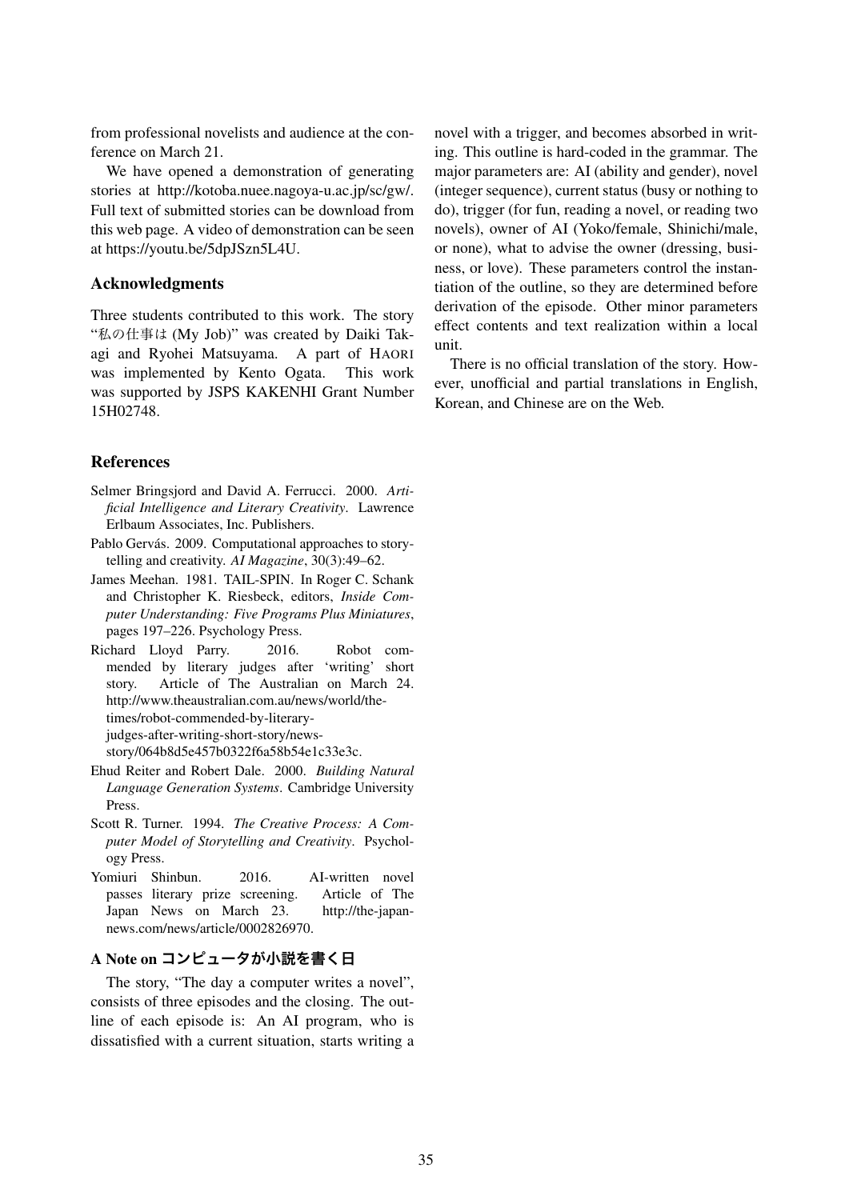from professional novelists and audience at the conference on March 21.

We have opened a demonstration of generating stories at http://kotoba.nuee.nagoya-u.ac.jp/sc/gw/. Full text of submitted stories can be download from this web page. A video of demonstration can be seen at https://youtu.be/5dpJSzn5L4U.

## Acknowledgments

Three students contributed to this work. The story "私の仕事は (My Job)" was created by Daiki Takagi and Ryohei Matsuyama. A part of HAORI was implemented by Kento Ogata. This work was supported by JSPS KAKENHI Grant Number 15H02748.

## References

Selmer Bringsjord and David A. Ferrucci. 2000. *Artificial Intelligence and Literary Creativity*. Lawrence Erlbaum Associates, Inc. Publishers.

Pablo Gervás. 2009. Computational approaches to storytelling and creativity. *AI Magazine*, 30(3):49–62.

James Meehan. 1981. TAIL-SPIN. In Roger C. Schank and Christopher K. Riesbeck, editors, *Inside Computer Understanding: Five Programs Plus Miniatures*, pages 197–226. Psychology Press.

Richard Lloyd Parry. 2016. Robot commended by literary judges after 'writing' short story. Article of The Australian on March 24. http://www.theaustralian.com.au/news/world/the-times/robot-commended-by-literary-judges-after-writing-short-story/news-story/064b8d5e457b0322f6a58b54e1c33e3c.

Ehud Reiter and Robert Dale. 2000. *Building Natural Language Generation Systems*. Cambridge University Press.

Scott R. Turner. 1994. *The Creative Process: A Computer Model of Storytelling and Creativity*. Psychology Press.

Yomiuri Shinbun. 2016. AI-written novel passes literary prize screening. Article of The Japan News on March 23. http://the-japan-news.com/news/article/0002826970.

## A Note on コンピュータが小説を書く日

The story, "The day a computer writes a novel", consists of three episodes and the closing. The outline of each episode is: An AI program, who is dissatisfied with a current situation, starts writing a novel with a trigger, and becomes absorbed in writing. This outline is hard-coded in the grammar. The major parameters are: AI (ability and gender), novel (integer sequence), current status (busy or nothing to do), trigger (for fun, reading a novel, or reading two novels), owner of AI (Yoko/female, Shinichi/male, or none), what to advise the owner (dressing, business, or love). These parameters control the instantiation of the outline, so they are determined before derivation of the episode. Other minor parameters effect contents and text realization within a local unit.

There is no official translation of the story. However, unofficial and partial translations in English, Korean, and Chinese are on the Web.